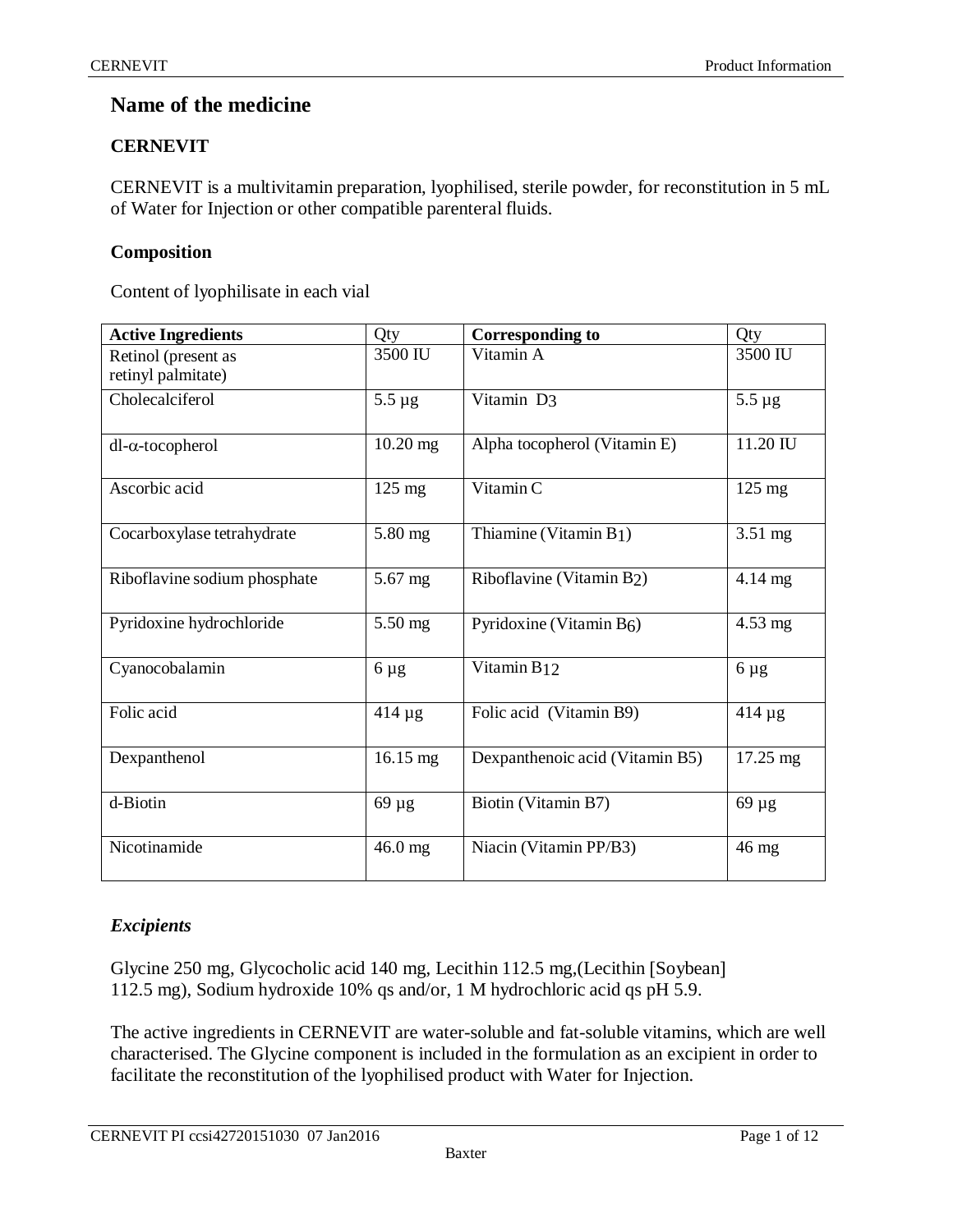# Name of the medicine

## CERNEVIT

CERNEVIT is a multivitamin preparation, lyophilised, sterile powder, for reconstitution in 5 mL of Water for Injection or other compatible parenteral fluids.

### Composition

Content of lyophilisate in each vial

| **Active Ingredients** | Qty | **Corresponding to** | Qty |
|---|---|---|---|
| Retinol (present as retinyl palmitate) | 3500 IU | Vitamin A | 3500 IU |
| Cholecalciferol | 5.5 µg | Vitamin $D_3$ | 5.5 µg |
| dl-α-tocopherol | 10.20 mg | Alpha tocopherol (Vitamin E) | 11.20 IU |
| Ascorbic acid | 125 mg | Vitamin C | 125 mg |
| Cocarboxylase tetrahydrate | 5.80 mg | Thiamine (Vitamin $B_1$) | 3.51 mg |
| Riboflavine sodium phosphate | 5.67 mg | Riboflavine (Vitamin $B_2$) | 4.14 mg |
| Pyridoxine hydrochloride | 5.50 mg | Pyridoxine (Vitamin $B_6$) | 4.53 mg |
| Cyanocobalamin | 6 µg | Vitamin $B_{12}$ | 6 µg |
| Folic acid | 414 µg | Folic acid (Vitamin B9) | 414 µg |
| Dexpanthenol | 16.15 mg | Dexpanthenoic acid (Vitamin B5) | 17.25 mg |
| d-Biotin | 69 µg | Biotin (Vitamin B7) | 69 µg |
| Nicotinamide | 46.0 mg | Niacin (Vitamin PP/B3) | 46 mg |

### *Excipients*

Glycine 250 mg, Glycocholic acid 140 mg, Lecithin 112.5 mg,(Lecithin [Soybean] 112.5 mg), Sodium hydroxide 10% qs and/or, 1 M hydrochloric acid qs pH 5.9.

The active ingredients in CERNEVIT are water-soluble and fat-soluble vitamins, which are well characterised. The Glycine component is included in the formulation as an excipient in order to facilitate the reconstitution of the lyophilised product with Water for Injection.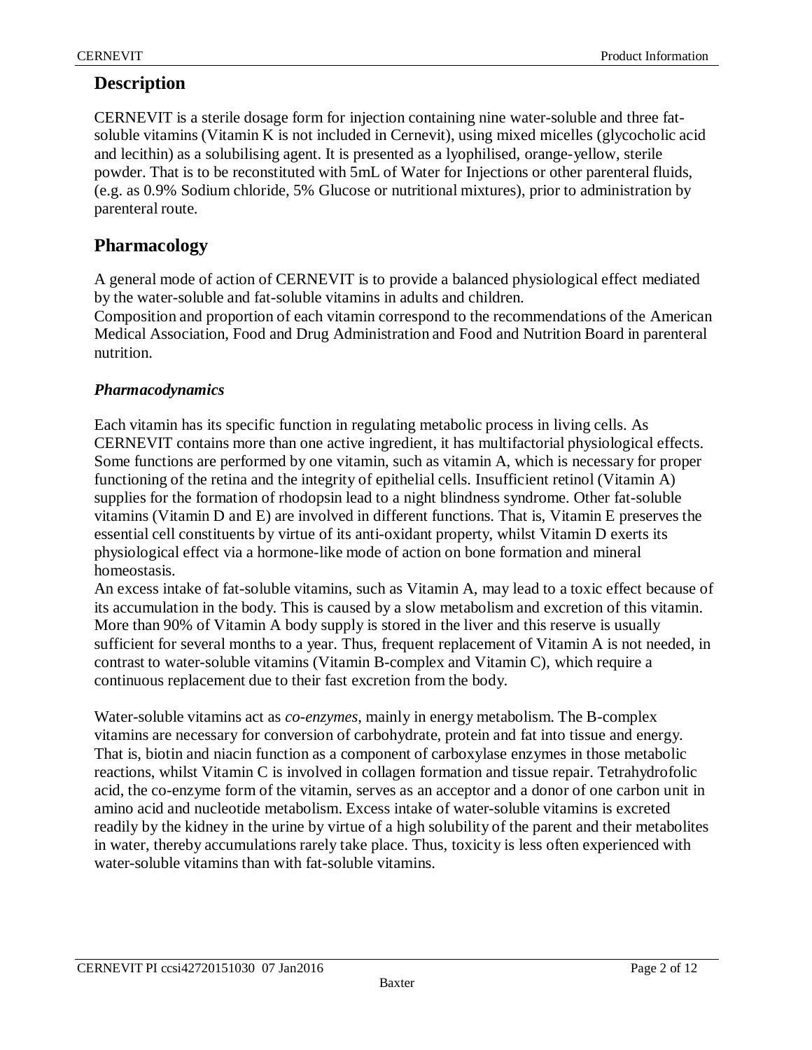## Description

CERNEVIT is a sterile dosage form for injection containing nine water-soluble and three fat-soluble vitamins (Vitamin K is not included in Cernevit), using mixed micelles (glycocholic acid and lecithin) as a solubilising agent. It is presented as a lyophilised, orange-yellow, sterile powder. That is to be reconstituted with 5mL of Water for Injections or other parenteral fluids, (e.g. as 0.9% Sodium chloride, 5% Glucose or nutritional mixtures), prior to administration by parenteral route.

## Pharmacology

A general mode of action of CERNEVIT is to provide a balanced physiological effect mediated by the water-soluble and fat-soluble vitamins in adults and children.
Composition and proportion of each vitamin correspond to the recommendations of the American Medical Association, Food and Drug Administration and Food and Nutrition Board in parenteral nutrition.

### *Pharmacodynamics*

Each vitamin has its specific function in regulating metabolic process in living cells. As CERNEVIT contains more than one active ingredient, it has multifactorial physiological effects. Some functions are performed by one vitamin, such as vitamin A, which is necessary for proper functioning of the retina and the integrity of epithelial cells. Insufficient retinol (Vitamin A) supplies for the formation of rhodopsin lead to a night blindness syndrome. Other fat-soluble vitamins (Vitamin D and E) are involved in different functions. That is, Vitamin E preserves the essential cell constituents by virtue of its anti-oxidant property, whilst Vitamin D exerts its physiological effect via a hormone-like mode of action on bone formation and mineral homeostasis.
An excess intake of fat-soluble vitamins, such as Vitamin A, may lead to a toxic effect because of its accumulation in the body. This is caused by a slow metabolism and excretion of this vitamin. More than 90% of Vitamin A body supply is stored in the liver and this reserve is usually sufficient for several months to a year. Thus, frequent replacement of Vitamin A is not needed, in contrast to water-soluble vitamins (Vitamin B-complex and Vitamin C), which require a continuous replacement due to their fast excretion from the body.

Water-soluble vitamins act as *co-enzymes*, mainly in energy metabolism. The B-complex vitamins are necessary for conversion of carbohydrate, protein and fat into tissue and energy. That is, biotin and niacin function as a component of carboxylase enzymes in those metabolic reactions, whilst Vitamin C is involved in collagen formation and tissue repair. Tetrahydrofolic acid, the co-enzyme form of the vitamin, serves as an acceptor and a donor of one carbon unit in amino acid and nucleotide metabolism. Excess intake of water-soluble vitamins is excreted readily by the kidney in the urine by virtue of a high solubility of the parent and their metabolites in water, thereby accumulations rarely take place. Thus, toxicity is less often experienced with water-soluble vitamins than with fat-soluble vitamins.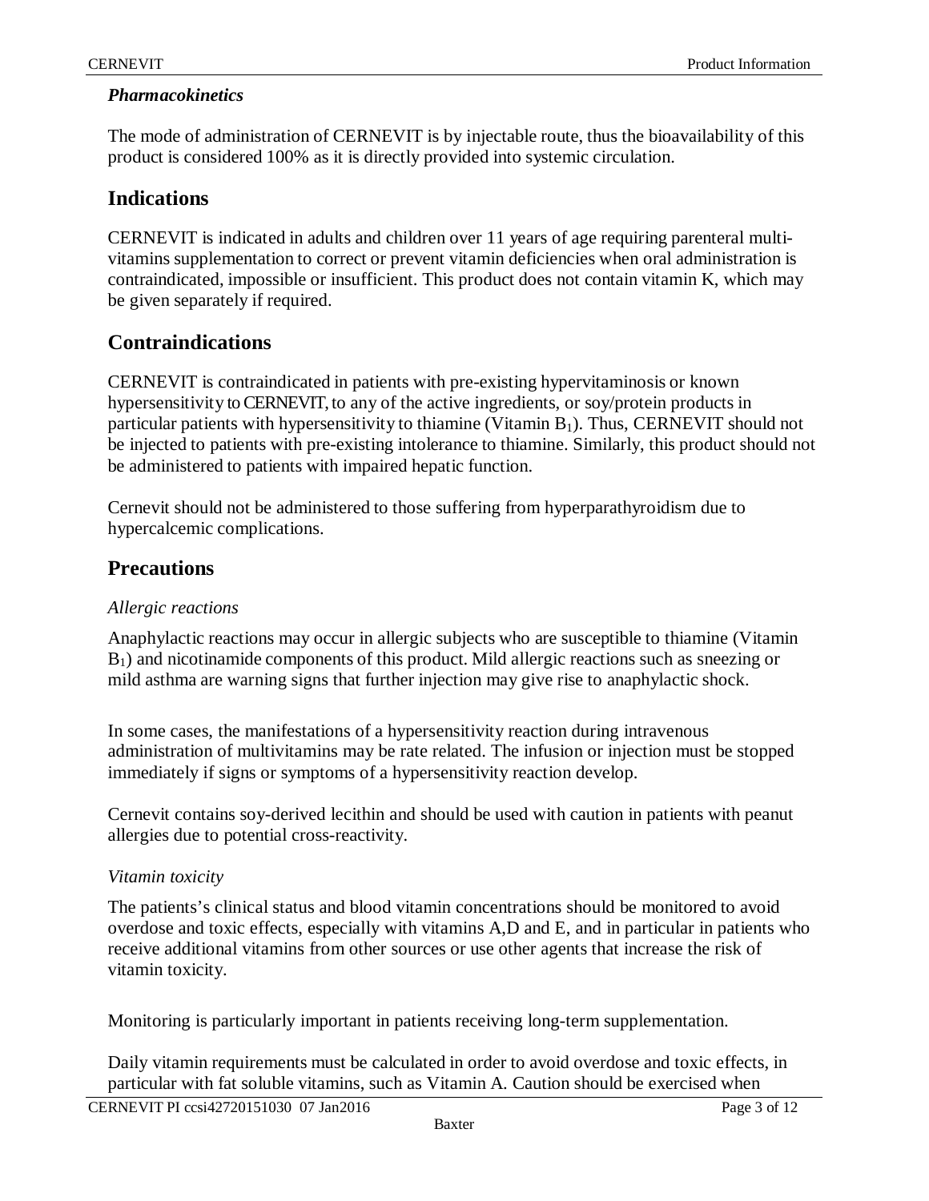### *Pharmacokinetics*

The mode of administration of CERNEVIT is by injectable route, thus the bioavailability of this product is considered 100% as it is directly provided into systemic circulation.

## Indications

CERNEVIT is indicated in adults and children over 11 years of age requiring parenteral multi-vitamins supplementation to correct or prevent vitamin deficiencies when oral administration is contraindicated, impossible or insufficient. This product does not contain vitamin K, which may be given separately if required.

## Contraindications

CERNEVIT is contraindicated in patients with pre-existing hypervitaminosis or known hypersensitivity to CERNEVIT, to any of the active ingredients, or soy/protein products in particular patients with hypersensitivity to thiamine (Vitamin $B_1$). Thus, CERNEVIT should not be injected to patients with pre-existing intolerance to thiamine. Similarly, this product should not be administered to patients with impaired hepatic function.

Cernevit should not be administered to those suffering from hyperparathyroidism due to hypercalcemic complications.

## Precautions

*Allergic reactions*

Anaphylactic reactions may occur in allergic subjects who are susceptible to thiamine (Vitamin $B_1$) and nicotinamide components of this product. Mild allergic reactions such as sneezing or mild asthma are warning signs that further injection may give rise to anaphylactic shock.

In some cases, the manifestations of a hypersensitivity reaction during intravenous administration of multivitamins may be rate related. The infusion or injection must be stopped immediately if signs or symptoms of a hypersensitivity reaction develop.

Cernevit contains soy-derived lecithin and should be used with caution in patients with peanut allergies due to potential cross-reactivity.

*Vitamin toxicity*

The patients's clinical status and blood vitamin concentrations should be monitored to avoid overdose and toxic effects, especially with vitamins A,D and E, and in particular in patients who receive additional vitamins from other sources or use other agents that increase the risk of vitamin toxicity.

Monitoring is particularly important in patients receiving long-term supplementation.

Daily vitamin requirements must be calculated in order to avoid overdose and toxic effects, in particular with fat soluble vitamins, such as Vitamin A. Caution should be exercised when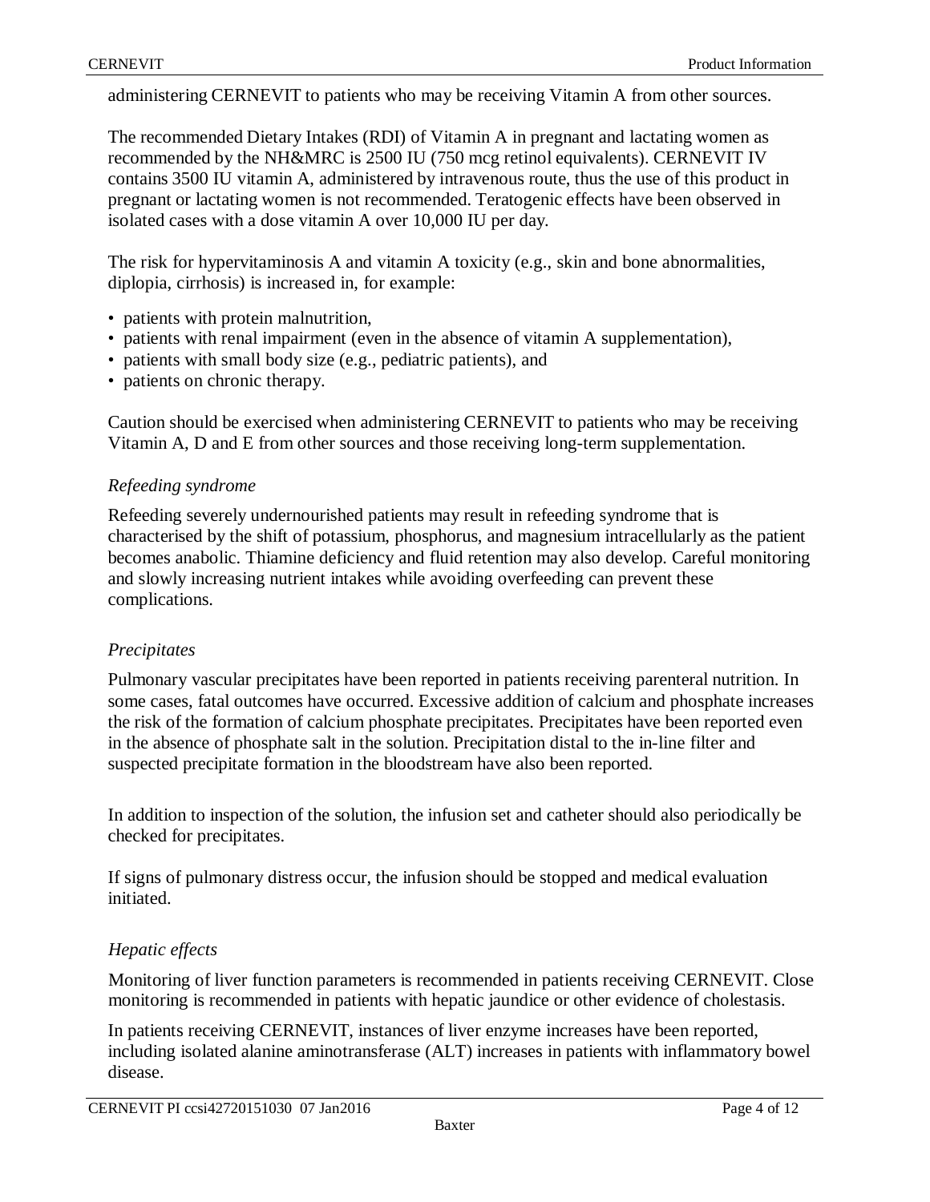administering CERNEVIT to patients who may be receiving Vitamin A from other sources.

The recommended Dietary Intakes (RDI) of Vitamin A in pregnant and lactating women as recommended by the NH&MRC is 2500 IU (750 mcg retinol equivalents). CERNEVIT IV contains 3500 IU vitamin A, administered by intravenous route, thus the use of this product in pregnant or lactating women is not recommended. Teratogenic effects have been observed in isolated cases with a dose vitamin A over 10,000 IU per day.

The risk for hypervitaminosis A and vitamin A toxicity (e.g., skin and bone abnormalities, diplopia, cirrhosis) is increased in, for example:

- patients with protein malnutrition,
- patients with renal impairment (even in the absence of vitamin A supplementation),
- patients with small body size (e.g., pediatric patients), and
- patients on chronic therapy.

Caution should be exercised when administering CERNEVIT to patients who may be receiving Vitamin A, D and E from other sources and those receiving long-term supplementation.

*Refeeding syndrome*

Refeeding severely undernourished patients may result in refeeding syndrome that is characterised by the shift of potassium, phosphorus, and magnesium intracellularly as the patient becomes anabolic. Thiamine deficiency and fluid retention may also develop. Careful monitoring and slowly increasing nutrient intakes while avoiding overfeeding can prevent these complications.

*Precipitates*

Pulmonary vascular precipitates have been reported in patients receiving parenteral nutrition. In some cases, fatal outcomes have occurred. Excessive addition of calcium and phosphate increases the risk of the formation of calcium phosphate precipitates. Precipitates have been reported even in the absence of phosphate salt in the solution. Precipitation distal to the in-line filter and suspected precipitate formation in the bloodstream have also been reported.

In addition to inspection of the solution, the infusion set and catheter should also periodically be checked for precipitates.

If signs of pulmonary distress occur, the infusion should be stopped and medical evaluation initiated.

*Hepatic effects*

Monitoring of liver function parameters is recommended in patients receiving CERNEVIT. Close monitoring is recommended in patients with hepatic jaundice or other evidence of cholestasis.

In patients receiving CERNEVIT, instances of liver enzyme increases have been reported, including isolated alanine aminotransferase (ALT) increases in patients with inflammatory bowel disease.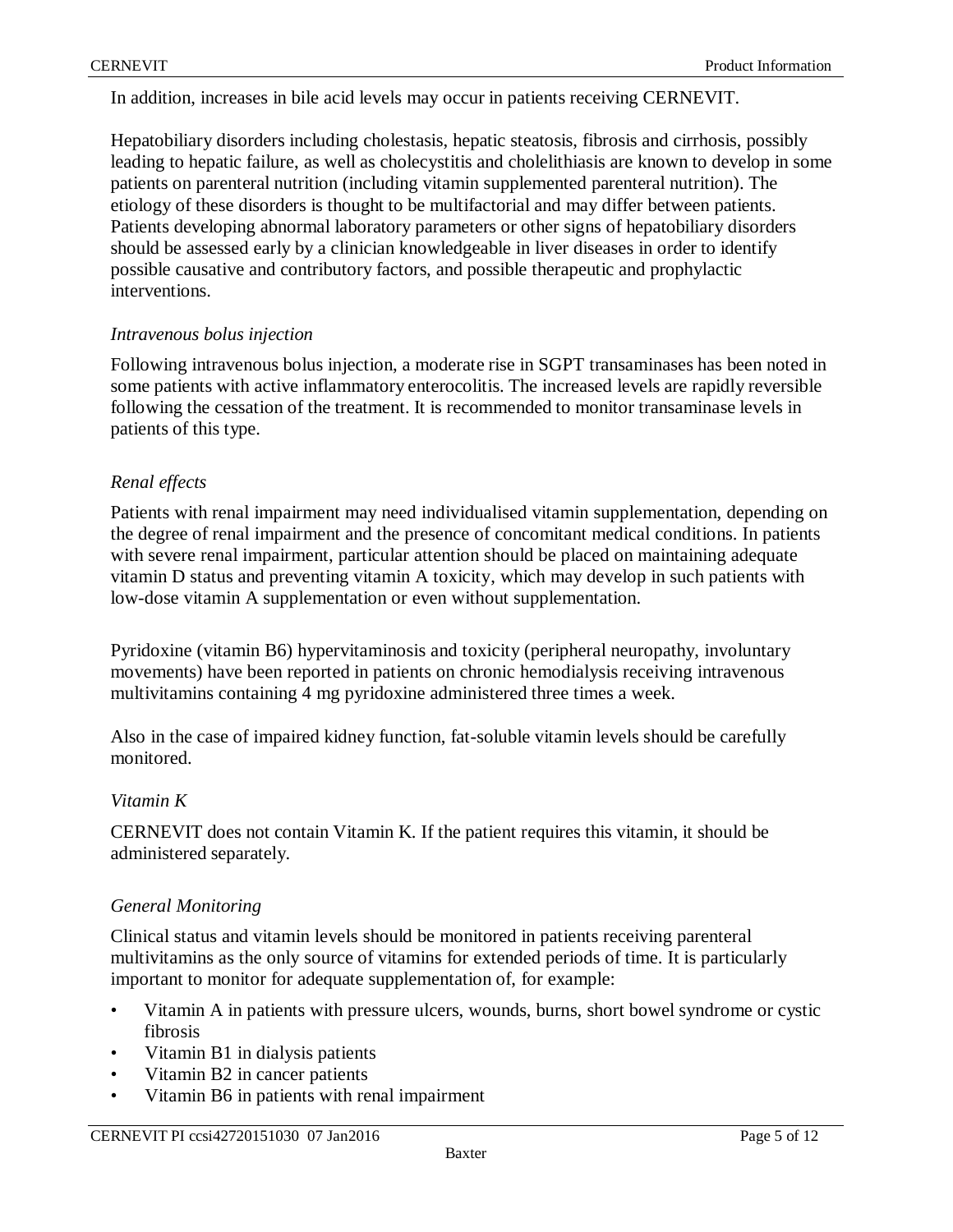In addition, increases in bile acid levels may occur in patients receiving CERNEVIT.

Hepatobiliary disorders including cholestasis, hepatic steatosis, fibrosis and cirrhosis, possibly leading to hepatic failure, as well as cholecystitis and cholelithiasis are known to develop in some patients on parenteral nutrition (including vitamin supplemented parenteral nutrition). The etiology of these disorders is thought to be multifactorial and may differ between patients. Patients developing abnormal laboratory parameters or other signs of hepatobiliary disorders should be assessed early by a clinician knowledgeable in liver diseases in order to identify possible causative and contributory factors, and possible therapeutic and prophylactic interventions.

*Intravenous bolus injection*

Following intravenous bolus injection, a moderate rise in SGPT transaminases has been noted in some patients with active inflammatory enterocolitis. The increased levels are rapidly reversible following the cessation of the treatment. It is recommended to monitor transaminase levels in patients of this type.

*Renal effects*

Patients with renal impairment may need individualised vitamin supplementation, depending on the degree of renal impairment and the presence of concomitant medical conditions. In patients with severe renal impairment, particular attention should be placed on maintaining adequate vitamin D status and preventing vitamin A toxicity, which may develop in such patients with low-dose vitamin A supplementation or even without supplementation.

Pyridoxine (vitamin B6) hypervitaminosis and toxicity (peripheral neuropathy, involuntary movements) have been reported in patients on chronic hemodialysis receiving intravenous multivitamins containing 4 mg pyridoxine administered three times a week.

Also in the case of impaired kidney function, fat-soluble vitamin levels should be carefully monitored.

*Vitamin K*

CERNEVIT does not contain Vitamin K. If the patient requires this vitamin, it should be administered separately.

*General Monitoring*

Clinical status and vitamin levels should be monitored in patients receiving parenteral multivitamins as the only source of vitamins for extended periods of time. It is particularly important to monitor for adequate supplementation of, for example:

- Vitamin A in patients with pressure ulcers, wounds, burns, short bowel syndrome or cystic fibrosis
- Vitamin B1 in dialysis patients
- Vitamin B2 in cancer patients
- Vitamin B6 in patients with renal impairment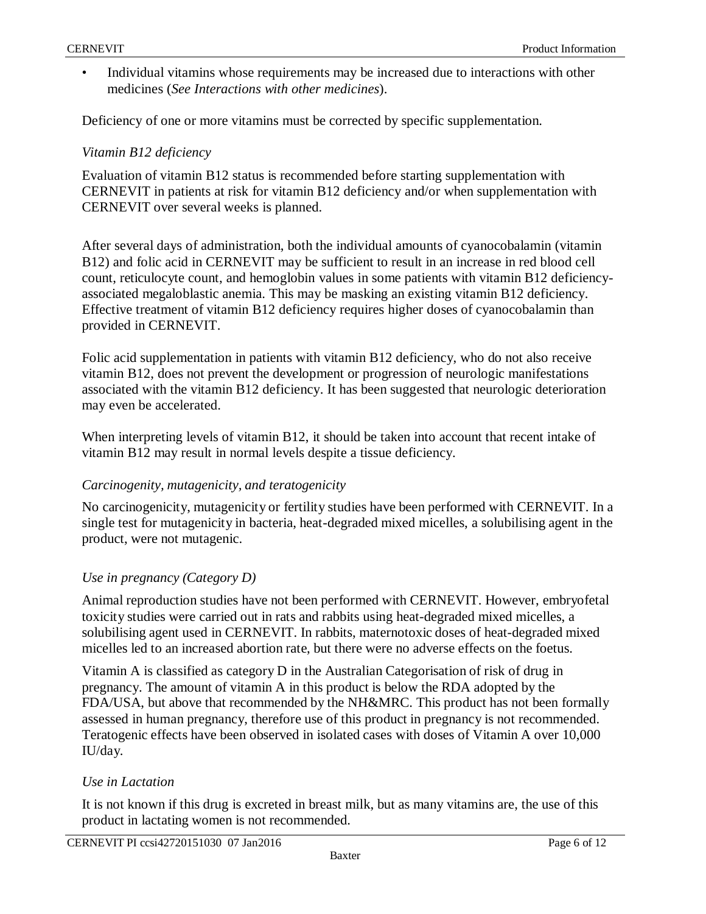- Individual vitamins whose requirements may be increased due to interactions with other medicines (*See Interactions with other medicines*).

Deficiency of one or more vitamins must be corrected by specific supplementation.

*Vitamin B12 deficiency*

Evaluation of vitamin B12 status is recommended before starting supplementation with CERNEVIT in patients at risk for vitamin B12 deficiency and/or when supplementation with CERNEVIT over several weeks is planned.

After several days of administration, both the individual amounts of cyanocobalamin (vitamin B12) and folic acid in CERNEVIT may be sufficient to result in an increase in red blood cell count, reticulocyte count, and hemoglobin values in some patients with vitamin B12 deficiency-associated megaloblastic anemia. This may be masking an existing vitamin B12 deficiency. Effective treatment of vitamin B12 deficiency requires higher doses of cyanocobalamin than provided in CERNEVIT.

Folic acid supplementation in patients with vitamin B12 deficiency, who do not also receive vitamin B12, does not prevent the development or progression of neurologic manifestations associated with the vitamin B12 deficiency. It has been suggested that neurologic deterioration may even be accelerated.

When interpreting levels of vitamin B12, it should be taken into account that recent intake of vitamin B12 may result in normal levels despite a tissue deficiency.

*Carcinogenity, mutagenicity, and teratogenicity*

No carcinogenicity, mutagenicity or fertility studies have been performed with CERNEVIT. In a single test for mutagenicity in bacteria, heat-degraded mixed micelles, a solubilising agent in the product, were not mutagenic.

*Use in pregnancy (Category D)*

Animal reproduction studies have not been performed with CERNEVIT. However, embryofetal toxicity studies were carried out in rats and rabbits using heat-degraded mixed micelles, a solubilising agent used in CERNEVIT. In rabbits, maternotoxic doses of heat-degraded mixed micelles led to an increased abortion rate, but there were no adverse effects on the foetus.

Vitamin A is classified as category D in the Australian Categorisation of risk of drug in pregnancy. The amount of vitamin A in this product is below the RDA adopted by the FDA/USA, but above that recommended by the NH&MRC. This product has not been formally assessed in human pregnancy, therefore use of this product in pregnancy is not recommended. Teratogenic effects have been observed in isolated cases with doses of Vitamin A over 10,000 IU/day.

*Use in Lactation*

It is not known if this drug is excreted in breast milk, but as many vitamins are, the use of this product in lactating women is not recommended.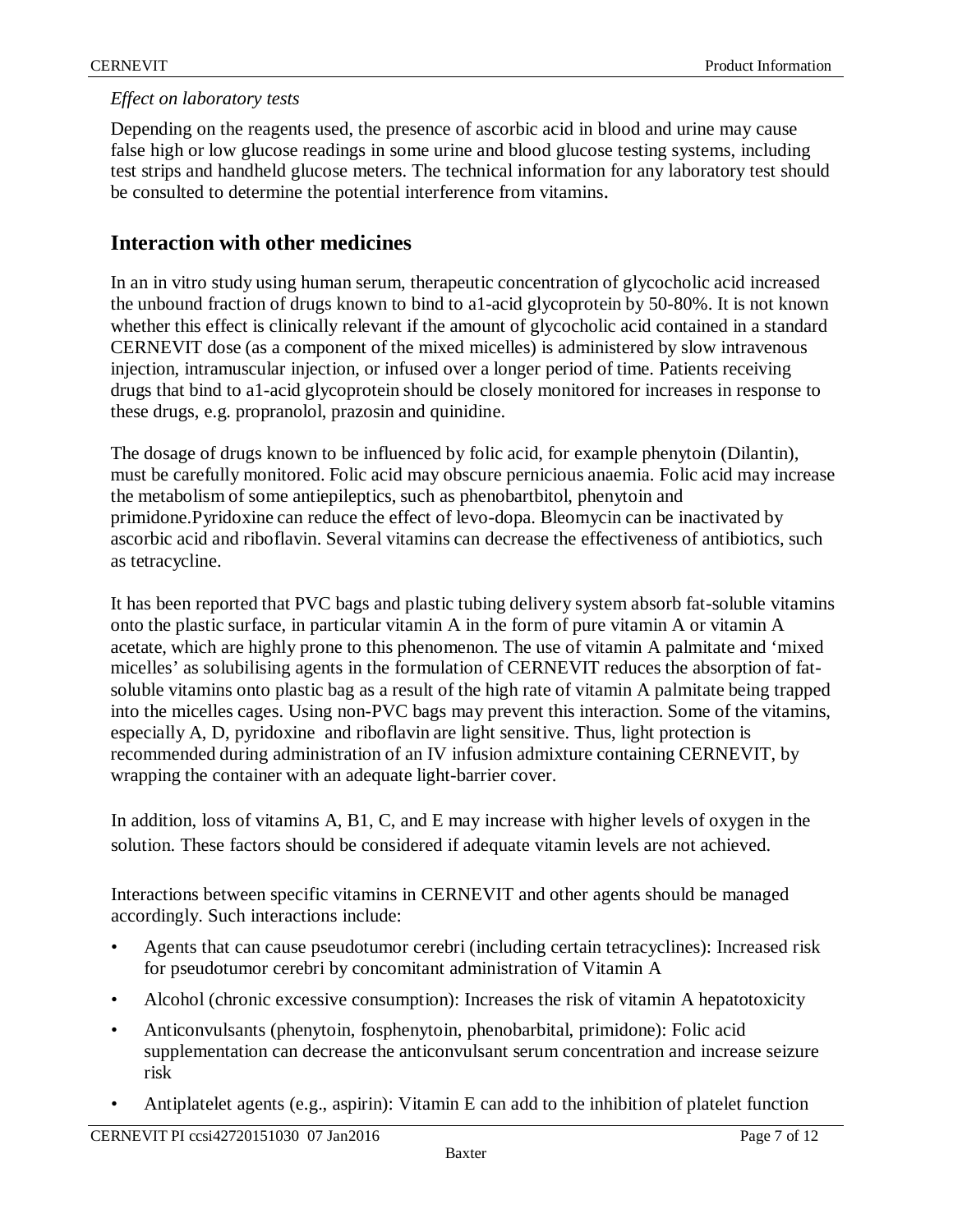*Effect on laboratory tests*

Depending on the reagents used, the presence of ascorbic acid in blood and urine may cause false high or low glucose readings in some urine and blood glucose testing systems, including test strips and handheld glucose meters. The technical information for any laboratory test should be consulted to determine the potential interference from vitamins.

## Interaction with other medicines

In an in vitro study using human serum, therapeutic concentration of glycocholic acid increased the unbound fraction of drugs known to bind to a1-acid glycoprotein by 50-80%. It is not known whether this effect is clinically relevant if the amount of glycocholic acid contained in a standard CERNEVIT dose (as a component of the mixed micelles) is administered by slow intravenous injection, intramuscular injection, or infused over a longer period of time. Patients receiving drugs that bind to a1-acid glycoprotein should be closely monitored for increases in response to these drugs, e.g. propranolol, prazosin and quinidine.

The dosage of drugs known to be influenced by folic acid, for example phenytoin (Dilantin), must be carefully monitored. Folic acid may obscure pernicious anaemia. Folic acid may increase the metabolism of some antiepileptics, such as phenobartbitol, phenytoin and primidone.Pyridoxine can reduce the effect of levo-dopa. Bleomycin can be inactivated by ascorbic acid and riboflavin. Several vitamins can decrease the effectiveness of antibiotics, such as tetracycline.

It has been reported that PVC bags and plastic tubing delivery system absorb fat-soluble vitamins onto the plastic surface, in particular vitamin A in the form of pure vitamin A or vitamin A acetate, which are highly prone to this phenomenon. The use of vitamin A palmitate and 'mixed micelles' as solubilising agents in the formulation of CERNEVIT reduces the absorption of fat-soluble vitamins onto plastic bag as a result of the high rate of vitamin A palmitate being trapped into the micelles cages. Using non-PVC bags may prevent this interaction. Some of the vitamins, especially A, D, pyridoxine and riboflavin are light sensitive. Thus, light protection is recommended during administration of an IV infusion admixture containing CERNEVIT, by wrapping the container with an adequate light-barrier cover.

In addition, loss of vitamins A, B1, C, and E may increase with higher levels of oxygen in the solution. These factors should be considered if adequate vitamin levels are not achieved.

Interactions between specific vitamins in CERNEVIT and other agents should be managed accordingly. Such interactions include:

- Agents that can cause pseudotumor cerebri (including certain tetracyclines): Increased risk for pseudotumor cerebri by concomitant administration of Vitamin A
- Alcohol (chronic excessive consumption): Increases the risk of vitamin A hepatotoxicity
- Anticonvulsants (phenytoin, fosphenytoin, phenobarbital, primidone): Folic acid supplementation can decrease the anticonvulsant serum concentration and increase seizure risk
- Antiplatelet agents (e.g., aspirin): Vitamin E can add to the inhibition of platelet function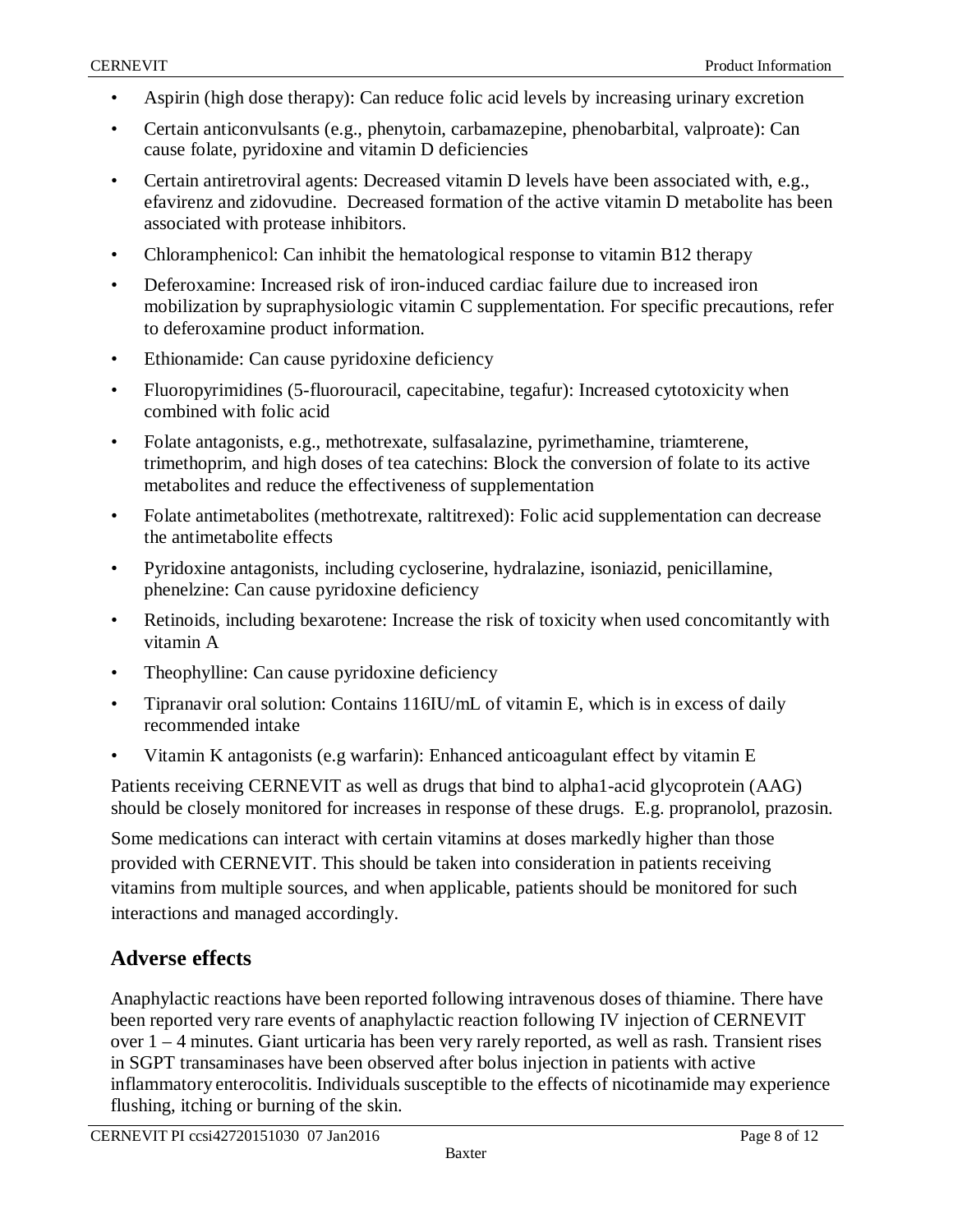- Aspirin (high dose therapy): Can reduce folic acid levels by increasing urinary excretion
- Certain anticonvulsants (e.g., phenytoin, carbamazepine, phenobarbital, valproate): Can cause folate, pyridoxine and vitamin D deficiencies
- Certain antiretroviral agents: Decreased vitamin D levels have been associated with, e.g., efavirenz and zidovudine. Decreased formation of the active vitamin D metabolite has been associated with protease inhibitors.
- Chloramphenicol: Can inhibit the hematological response to vitamin B12 therapy
- Deferoxamine: Increased risk of iron-induced cardiac failure due to increased iron mobilization by supraphysiologic vitamin C supplementation. For specific precautions, refer to deferoxamine product information.
- Ethionamide: Can cause pyridoxine deficiency
- Fluoropyrimidines (5-fluorouracil, capecitabine, tegafur): Increased cytotoxicity when combined with folic acid
- Folate antagonists, e.g., methotrexate, sulfasalazine, pyrimethamine, triamterene, trimethoprim, and high doses of tea catechins: Block the conversion of folate to its active metabolites and reduce the effectiveness of supplementation
- Folate antimetabolites (methotrexate, raltitrexed): Folic acid supplementation can decrease the antimetabolite effects
- Pyridoxine antagonists, including cycloserine, hydralazine, isoniazid, penicillamine, phenelzine: Can cause pyridoxine deficiency
- Retinoids, including bexarotene: Increase the risk of toxicity when used concomitantly with vitamin A
- Theophylline: Can cause pyridoxine deficiency
- Tipranavir oral solution: Contains 116IU/mL of vitamin E, which is in excess of daily recommended intake
- Vitamin K antagonists (e.g warfarin): Enhanced anticoagulant effect by vitamin E

Patients receiving CERNEVIT as well as drugs that bind to alpha1-acid glycoprotein (AAG) should be closely monitored for increases in response of these drugs. E.g. propranolol, prazosin.

Some medications can interact with certain vitamins at doses markedly higher than those provided with CERNEVIT. This should be taken into consideration in patients receiving vitamins from multiple sources, and when applicable, patients should be monitored for such interactions and managed accordingly.

## Adverse effects

Anaphylactic reactions have been reported following intravenous doses of thiamine. There have been reported very rare events of anaphylactic reaction following IV injection of CERNEVIT over 1 – 4 minutes. Giant urticaria has been very rarely reported, as well as rash. Transient rises in SGPT transaminases have been observed after bolus injection in patients with active inflammatory enterocolitis. Individuals susceptible to the effects of nicotinamide may experience flushing, itching or burning of the skin.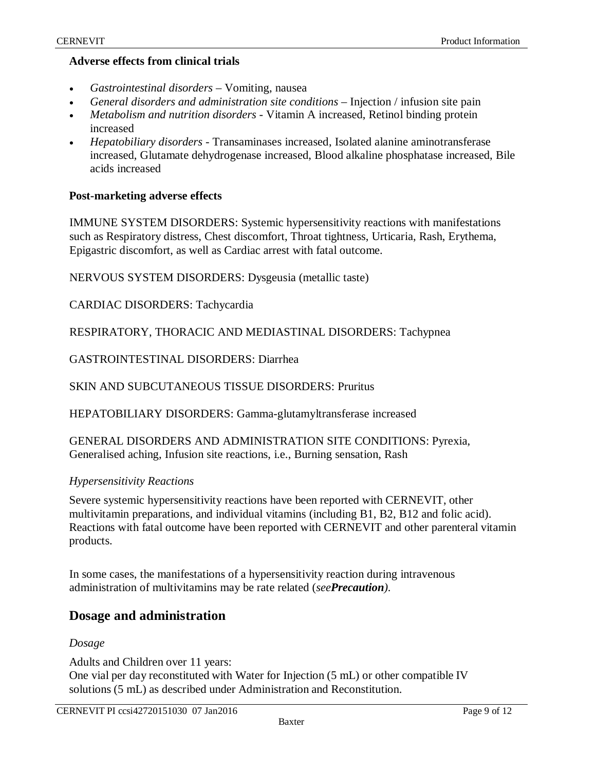**Adverse effects from clinical trials**

- *Gastrointestinal disorders* – Vomiting, nausea
- *General disorders and administration site conditions* – Injection / infusion site pain
- *Metabolism and nutrition disorders* - Vitamin A increased, Retinol binding protein increased
- *Hepatobiliary disorders* - Transaminases increased, Isolated alanine aminotransferase increased, Glutamate dehydrogenase increased, Blood alkaline phosphatase increased, Bile acids increased

**Post-marketing adverse effects**

IMMUNE SYSTEM DISORDERS: Systemic hypersensitivity reactions with manifestations such as Respiratory distress, Chest discomfort, Throat tightness, Urticaria, Rash, Erythema, Epigastric discomfort, as well as Cardiac arrest with fatal outcome.

NERVOUS SYSTEM DISORDERS: Dysgeusia (metallic taste)

CARDIAC DISORDERS: Tachycardia

RESPIRATORY, THORACIC AND MEDIASTINAL DISORDERS: Tachypnea

GASTROINTESTINAL DISORDERS: Diarrhea

SKIN AND SUBCUTANEOUS TISSUE DISORDERS: Pruritus

HEPATOBILIARY DISORDERS: Gamma-glutamyltransferase increased

GENERAL DISORDERS AND ADMINISTRATION SITE CONDITIONS: Pyrexia, Generalised aching, Infusion site reactions, i.e., Burning sensation, Rash

*Hypersensitivity Reactions*

Severe systemic hypersensitivity reactions have been reported with CERNEVIT, other multivitamin preparations, and individual vitamins (including B1, B2, B12 and folic acid). Reactions with fatal outcome have been reported with CERNEVIT and other parenteral vitamin products.

In some cases, the manifestations of a hypersensitivity reaction during intravenous administration of multivitamins may be rate related (*see**Precaution**)*.

## Dosage and administration

*Dosage*

Adults and Children over 11 years:
One vial per day reconstituted with Water for Injection (5 mL) or other compatible IV solutions (5 mL) as described under Administration and Reconstitution.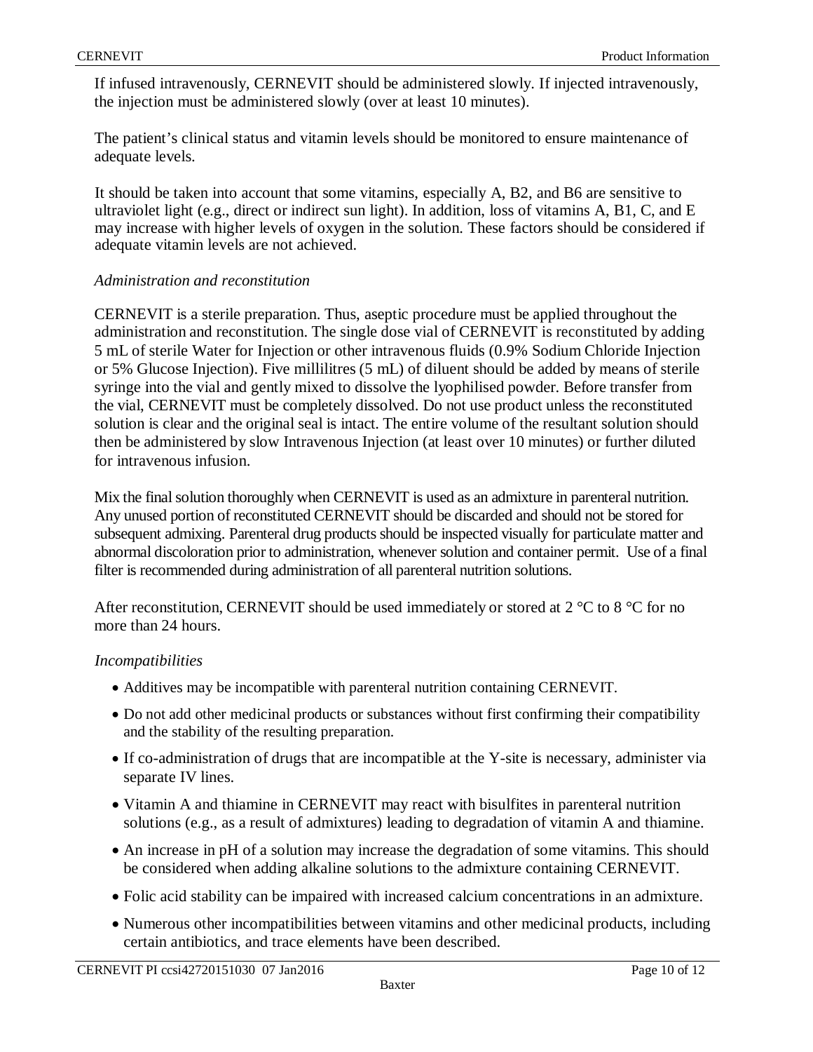If infused intravenously, CERNEVIT should be administered slowly. If injected intravenously, the injection must be administered slowly (over at least 10 minutes).

The patient's clinical status and vitamin levels should be monitored to ensure maintenance of adequate levels.

It should be taken into account that some vitamins, especially A, B2, and B6 are sensitive to ultraviolet light (e.g., direct or indirect sun light). In addition, loss of vitamins A, B1, C, and E may increase with higher levels of oxygen in the solution. These factors should be considered if adequate vitamin levels are not achieved.

*Administration and reconstitution*

CERNEVIT is a sterile preparation. Thus, aseptic procedure must be applied throughout the administration and reconstitution. The single dose vial of CERNEVIT is reconstituted by adding 5 mL of sterile Water for Injection or other intravenous fluids (0.9% Sodium Chloride Injection or 5% Glucose Injection). Five millilitres (5 mL) of diluent should be added by means of sterile syringe into the vial and gently mixed to dissolve the lyophilised powder. Before transfer from the vial, CERNEVIT must be completely dissolved. Do not use product unless the reconstituted solution is clear and the original seal is intact. The entire volume of the resultant solution should then be administered by slow Intravenous Injection (at least over 10 minutes) or further diluted for intravenous infusion.

Mix the final solution thoroughly when CERNEVIT is used as an admixture in parenteral nutrition. Any unused portion of reconstituted CERNEVIT should be discarded and should not be stored for subsequent admixing. Parenteral drug products should be inspected visually for particulate matter and abnormal discoloration prior to administration, whenever solution and container permit. Use of a final filter is recommended during administration of all parenteral nutrition solutions.

After reconstitution, CERNEVIT should be used immediately or stored at 2 °C to 8 °C for no more than 24 hours.

*Incompatibilities*

- Additives may be incompatible with parenteral nutrition containing CERNEVIT.
- Do not add other medicinal products or substances without first confirming their compatibility and the stability of the resulting preparation.
- If co-administration of drugs that are incompatible at the Y-site is necessary, administer via separate IV lines.
- Vitamin A and thiamine in CERNEVIT may react with bisulfites in parenteral nutrition solutions (e.g., as a result of admixtures) leading to degradation of vitamin A and thiamine.
- An increase in pH of a solution may increase the degradation of some vitamins. This should be considered when adding alkaline solutions to the admixture containing CERNEVIT.
- Folic acid stability can be impaired with increased calcium concentrations in an admixture.
- Numerous other incompatibilities between vitamins and other medicinal products, including certain antibiotics, and trace elements have been described.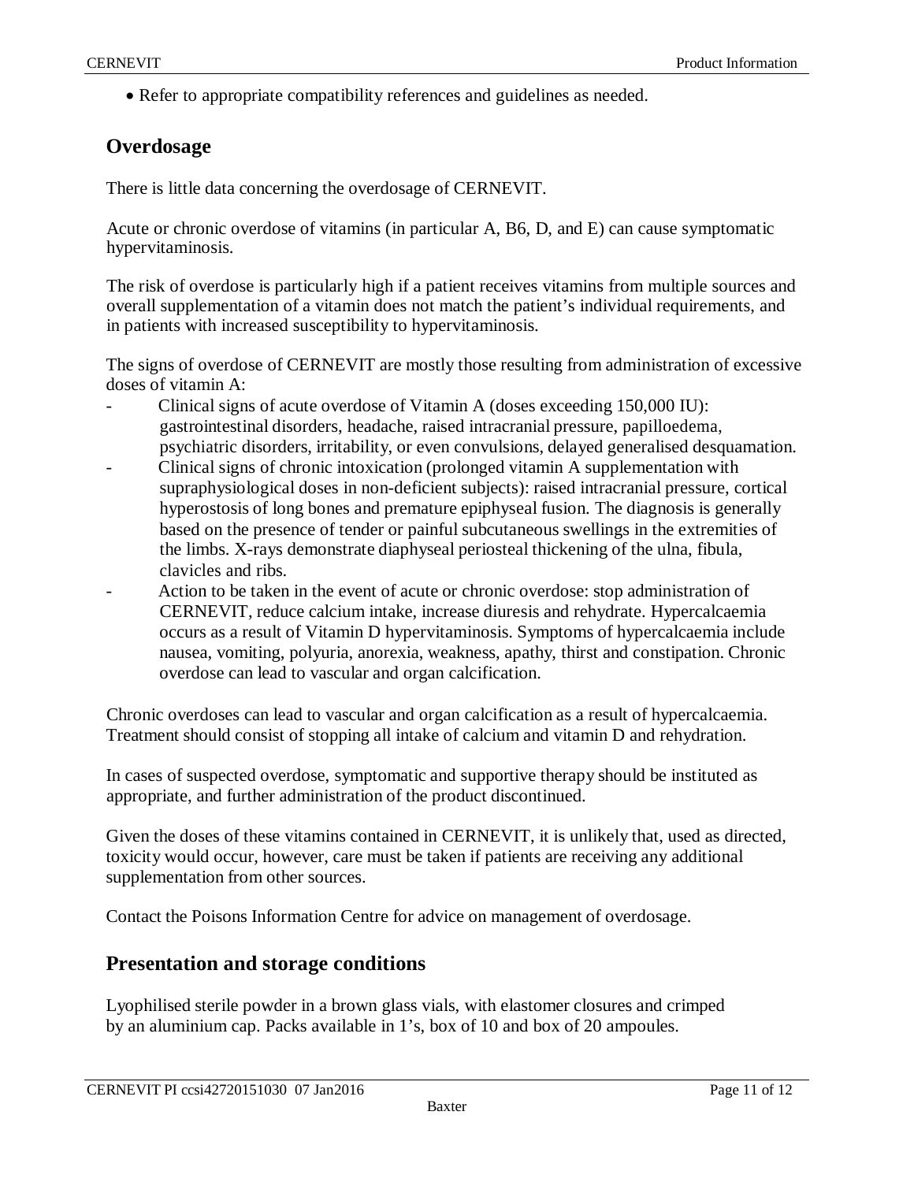- Refer to appropriate compatibility references and guidelines as needed.

## Overdosage

There is little data concerning the overdosage of CERNEVIT.

Acute or chronic overdose of vitamins (in particular A, B6, D, and E) can cause symptomatic hypervitaminosis.

The risk of overdose is particularly high if a patient receives vitamins from multiple sources and overall supplementation of a vitamin does not match the patient's individual requirements, and in patients with increased susceptibility to hypervitaminosis.

The signs of overdose of CERNEVIT are mostly those resulting from administration of excessive doses of vitamin A:

- Clinical signs of acute overdose of Vitamin A (doses exceeding 150,000 IU): gastrointestinal disorders, headache, raised intracranial pressure, papilloedema, psychiatric disorders, irritability, or even convulsions, delayed generalised desquamation.
- Clinical signs of chronic intoxication (prolonged vitamin A supplementation with supraphysiological doses in non-deficient subjects): raised intracranial pressure, cortical hyperostosis of long bones and premature epiphyseal fusion. The diagnosis is generally based on the presence of tender or painful subcutaneous swellings in the extremities of the limbs. X-rays demonstrate diaphyseal periosteal thickening of the ulna, fibula, clavicles and ribs.
- Action to be taken in the event of acute or chronic overdose: stop administration of CERNEVIT, reduce calcium intake, increase diuresis and rehydrate. Hypercalcaemia occurs as a result of Vitamin D hypervitaminosis. Symptoms of hypercalcaemia include nausea, vomiting, polyuria, anorexia, weakness, apathy, thirst and constipation. Chronic overdose can lead to vascular and organ calcification.

Chronic overdoses can lead to vascular and organ calcification as a result of hypercalcaemia. Treatment should consist of stopping all intake of calcium and vitamin D and rehydration.

In cases of suspected overdose, symptomatic and supportive therapy should be instituted as appropriate, and further administration of the product discontinued.

Given the doses of these vitamins contained in CERNEVIT, it is unlikely that, used as directed, toxicity would occur, however, care must be taken if patients are receiving any additional supplementation from other sources.

Contact the Poisons Information Centre for advice on management of overdosage.

## Presentation and storage conditions

Lyophilised sterile powder in a brown glass vials, with elastomer closures and crimped by an aluminium cap. Packs available in 1's, box of 10 and box of 20 ampoules.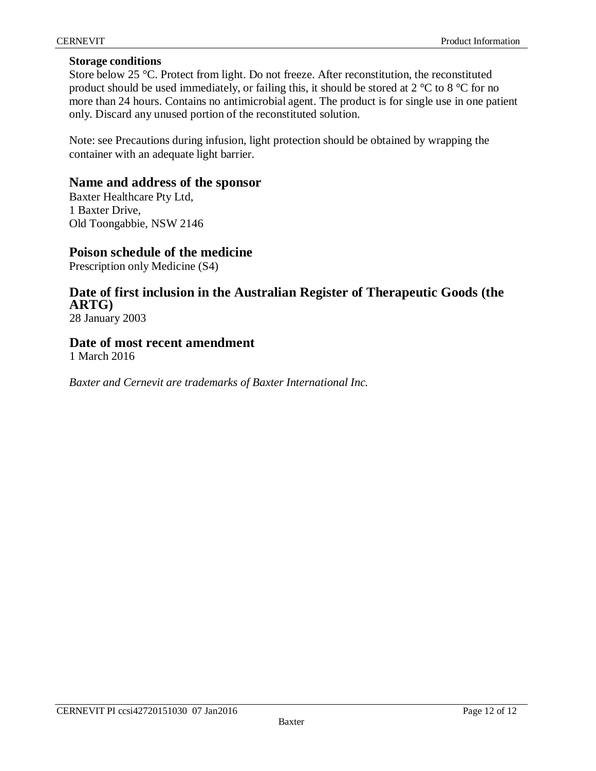**Storage conditions**

Store below 25 °C. Protect from light. Do not freeze. After reconstitution, the reconstituted product should be used immediately, or failing this, it should be stored at 2 °C to 8 °C for no more than 24 hours. Contains no antimicrobial agent. The product is for single use in one patient only. Discard any unused portion of the reconstituted solution.

Note: see Precautions during infusion, light protection should be obtained by wrapping the container with an adequate light barrier.

## Name and address of the sponsor

Baxter Healthcare Pty Ltd,
1 Baxter Drive,
Old Toongabbie, NSW 2146

## Poison schedule of the medicine

Prescription only Medicine (S4)

## Date of first inclusion in the Australian Register of Therapeutic Goods (the ARTG)

28 January 2003

## Date of most recent amendment

1 March 2016

*Baxter and Cernevit are trademarks of Baxter International Inc.*